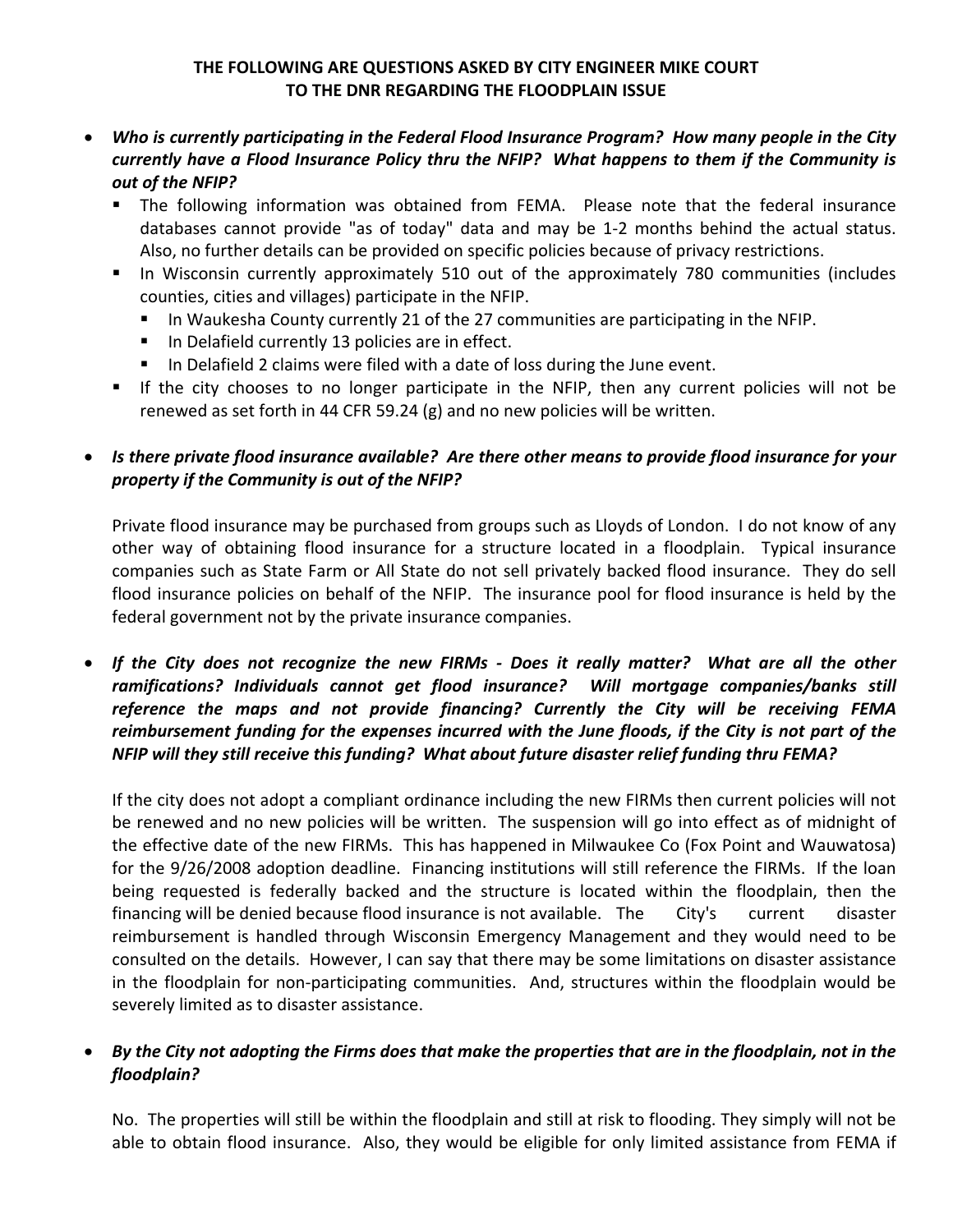**THE FOLLOWING ARE QUESTIONS ASKED BY CITY ENGINEER MIKE COURT TO THE DNR REGARDING THE FLOODPLAIN ISSUE**

- ***Who is currently participating in the Federal Flood Insurance Program? How many people in the City currently have a Flood Insurance Policy thru the NFIP? What happens to them if the Community is out of the NFIP?***
  - The following information was obtained from FEMA. Please note that the federal insurance databases cannot provide "as of today" data and may be 1-2 months behind the actual status. Also, no further details can be provided on specific policies because of privacy restrictions.
  - In Wisconsin currently approximately 510 out of the approximately 780 communities (includes counties, cities and villages) participate in the NFIP.
    - In Waukesha County currently 21 of the 27 communities are participating in the NFIP.
    - In Delafield currently 13 policies are in effect.
    - In Delafield 2 claims were filed with a date of loss during the June event.
  - If the city chooses to no longer participate in the NFIP, then any current policies will not be renewed as set forth in 44 CFR 59.24 (g) and no new policies will be written.

- ***Is there private flood insurance available? Are there other means to provide flood insurance for your property if the Community is out of the NFIP?***

  Private flood insurance may be purchased from groups such as Lloyds of London. I do not know of any other way of obtaining flood insurance for a structure located in a floodplain. Typical insurance companies such as State Farm or All State do not sell privately backed flood insurance. They do sell flood insurance policies on behalf of the NFIP. The insurance pool for flood insurance is held by the federal government not by the private insurance companies.

- ***If the City does not recognize the new FIRMs - Does it really matter? What are all the other ramifications? Individuals cannot get flood insurance? Will mortgage companies/banks still reference the maps and not provide financing? Currently the City will be receiving FEMA reimbursement funding for the expenses incurred with the June floods, if the City is not part of the NFIP will they still receive this funding? What about future disaster relief funding thru FEMA?***

  If the city does not adopt a compliant ordinance including the new FIRMs then current policies will not be renewed and no new policies will be written. The suspension will go into effect as of midnight of the effective date of the new FIRMs. This has happened in Milwaukee Co (Fox Point and Wauwatosa) for the 9/26/2008 adoption deadline. Financing institutions will still reference the FIRMs. If the loan being requested is federally backed and the structure is located within the floodplain, then the financing will be denied because flood insurance is not available. The City's current disaster reimbursement is handled through Wisconsin Emergency Management and they would need to be consulted on the details. However, I can say that there may be some limitations on disaster assistance in the floodplain for non-participating communities. And, structures within the floodplain would be severely limited as to disaster assistance.

- ***By the City not adopting the Firms does that make the properties that are in the floodplain, not in the floodplain?***

  No. The properties will still be within the floodplain and still at risk to flooding. They simply will not be able to obtain flood insurance. Also, they would be eligible for only limited assistance from FEMA if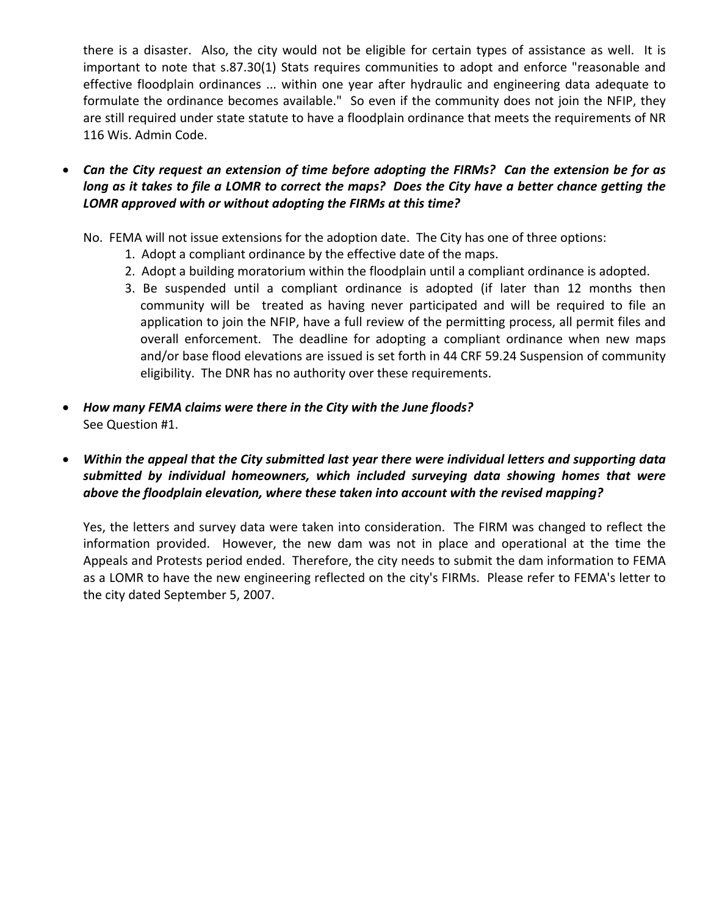there is a disaster. Also, the city would not be eligible for certain types of assistance as well. It is important to note that s.87.30(1) Stats requires communities to adopt and enforce "reasonable and effective floodplain ordinances ... within one year after hydraulic and engineering data adequate to formulate the ordinance becomes available." So even if the community does not join the NFIP, they are still required under state statute to have a floodplain ordinance that meets the requirements of NR 116 Wis. Admin Code.

- ***Can the City request an extension of time before adopting the FIRMs? Can the extension be for as long as it takes to file a LOMR to correct the maps? Does the City have a better chance getting the LOMR approved with or without adopting the FIRMs at this time?***

  No. FEMA will not issue extensions for the adoption date. The City has one of three options:
  1. Adopt a compliant ordinance by the effective date of the maps.
  2. Adopt a building moratorium within the floodplain until a compliant ordinance is adopted.
  3. Be suspended until a compliant ordinance is adopted (if later than 12 months then community will be treated as having never participated and will be required to file an application to join the NFIP, have a full review of the permitting process, all permit files and overall enforcement. The deadline for adopting a compliant ordinance when new maps and/or base flood elevations are issued is set forth in 44 CRF 59.24 Suspension of community eligibility. The DNR has no authority over these requirements.

- ***How many FEMA claims were there in the City with the June floods?***
  See Question #1.

- ***Within the appeal that the City submitted last year there were individual letters and supporting data submitted by individual homeowners, which included surveying data showing homes that were above the floodplain elevation, where these taken into account with the revised mapping?***

  Yes, the letters and survey data were taken into consideration. The FIRM was changed to reflect the information provided. However, the new dam was not in place and operational at the time the Appeals and Protests period ended. Therefore, the city needs to submit the dam information to FEMA as a LOMR to have the new engineering reflected on the city's FIRMs. Please refer to FEMA's letter to the city dated September 5, 2007.